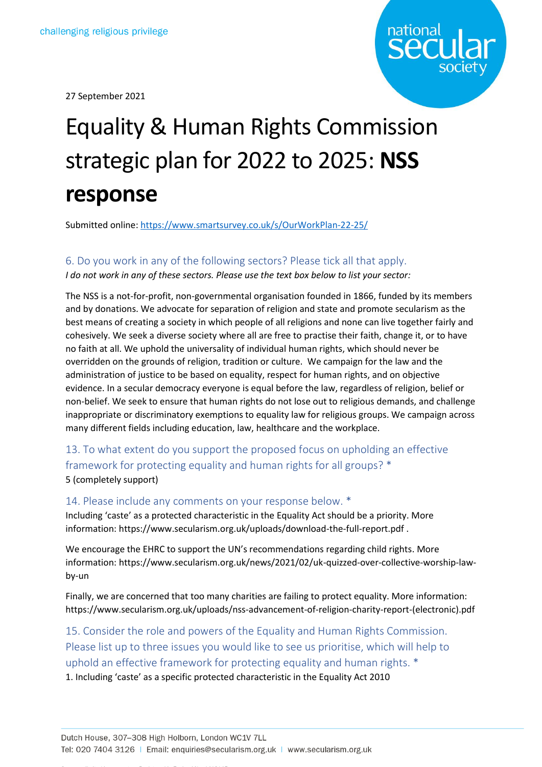challenging religious privilege

27 September 2021

# Equality & Human Rights Commission strategic plan for 2022 to 2025: **NSS response**

Submitted online: https://www.smartsurvey.co.uk/s/OurWorkPlan-22-25/

### 6. Do you work in any of the following sectors? Please tick all that apply.

*I do not work in any of these sectors. Please use the text box below to list your sector:*

The NSS is a not-for-profit, non-governmental organisation founded in 1866, funded by its members and by donations. We advocate for separation of religion and state and promote secularism as the best means of creating a society in which people of all religions and none can live together fairly and cohesively. We seek a diverse society where all are free to practise their faith, change it, or to have no faith at all. We uphold the universality of individual human rights, which should never be overridden on the grounds of religion, tradition or culture. We campaign for the law and the administration of justice to be based on equality, respect for human rights, and on objective evidence. In a secular democracy everyone is equal before the law, regardless of religion, belief or non-belief. We seek to ensure that human rights do not lose out to religious demands, and challenge inappropriate or discriminatory exemptions to equality law for religious groups. We campaign across many different fields including education, law, healthcare and the workplace.

### 13. To what extent do you support the proposed focus on upholding an effective framework for protecting equality and human rights for all groups? *

5 (completely support)

### 14. Please include any comments on your response below. *

Including 'caste' as a protected characteristic in the Equality Act should be a priority. More information: https://www.secularism.org.uk/uploads/download-the-full-report.pdf .

We encourage the EHRC to support the UN's recommendations regarding child rights. More information: https://www.secularism.org.uk/news/2021/02/uk-quizzed-over-collective-worship-law-by-un

Finally, we are concerned that too many charities are failing to protect equality. More information: https://www.secularism.org.uk/uploads/nss-advancement-of-religion-charity-report-(electronic).pdf

### 15. Consider the role and powers of the Equality and Human Rights Commission. Please list up to three issues you would like to see us prioritise, which will help to uphold an effective framework for protecting equality and human rights. *

1. Including 'caste' as a specific protected characteristic in the Equality Act 2010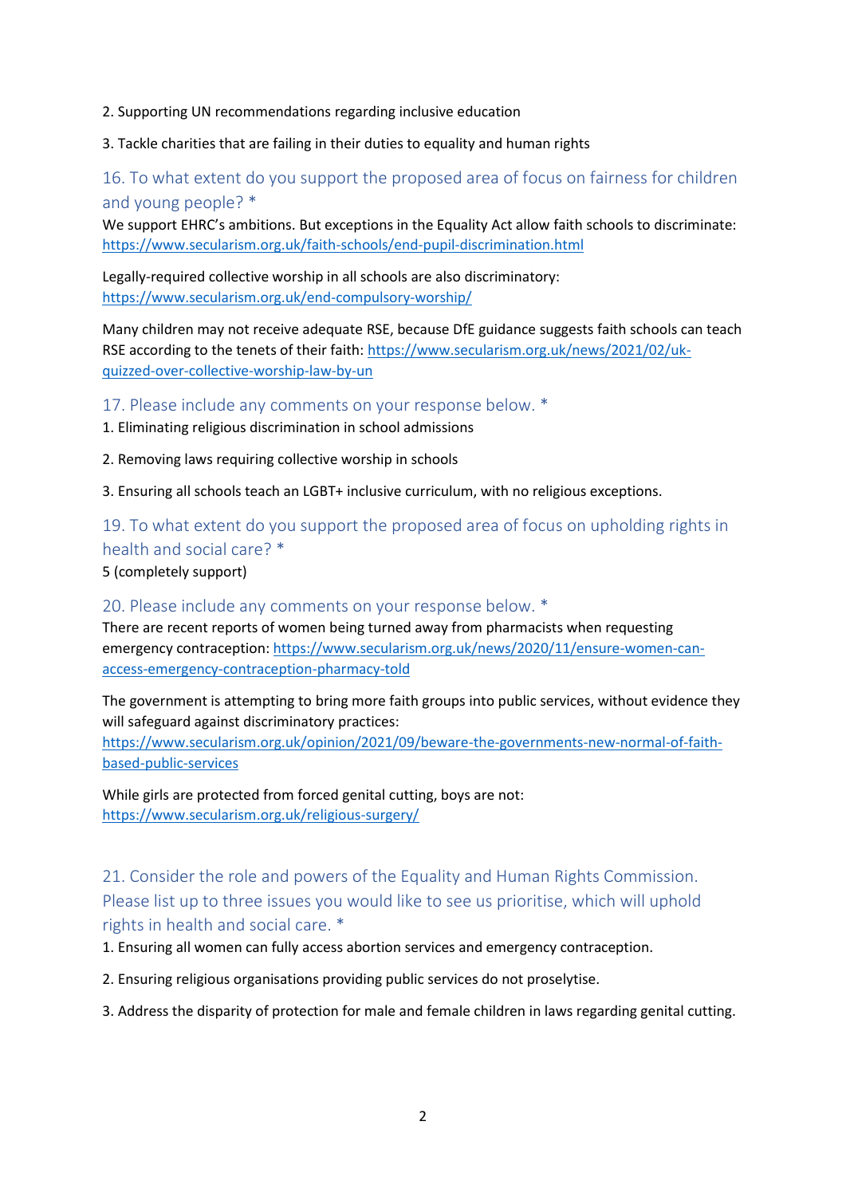2. Supporting UN recommendations regarding inclusive education

3. Tackle charities that are failing in their duties to equality and human rights

### 16. To what extent do you support the proposed area of focus on fairness for children and young people? *

We support EHRC's ambitions. But exceptions in the Equality Act allow faith schools to discriminate: https://www.secularism.org.uk/faith-schools/end-pupil-discrimination.html

Legally-required collective worship in all schools are also discriminatory: https://www.secularism.org.uk/end-compulsory-worship/

Many children may not receive adequate RSE, because DfE guidance suggests faith schools can teach RSE according to the tenets of their faith: https://www.secularism.org.uk/news/2021/02/uk-quizzed-over-collective-worship-law-by-un

### 17. Please include any comments on your response below. *

1. Eliminating religious discrimination in school admissions

2. Removing laws requiring collective worship in schools

3. Ensuring all schools teach an LGBT+ inclusive curriculum, with no religious exceptions.

### 19. To what extent do you support the proposed area of focus on upholding rights in health and social care? *

5 (completely support)

### 20. Please include any comments on your response below. *

There are recent reports of women being turned away from pharmacists when requesting emergency contraception: https://www.secularism.org.uk/news/2020/11/ensure-women-can-access-emergency-contraception-pharmacy-told

The government is attempting to bring more faith groups into public services, without evidence they will safeguard against discriminatory practices: https://www.secularism.org.uk/opinion/2021/09/beware-the-governments-new-normal-of-faith-based-public-services

While girls are protected from forced genital cutting, boys are not: https://www.secularism.org.uk/religious-surgery/

### 21. Consider the role and powers of the Equality and Human Rights Commission. Please list up to three issues you would like to see us prioritise, which will uphold rights in health and social care. *

1. Ensuring all women can fully access abortion services and emergency contraception.

2. Ensuring religious organisations providing public services do not proselytise.

3. Address the disparity of protection for male and female children in laws regarding genital cutting.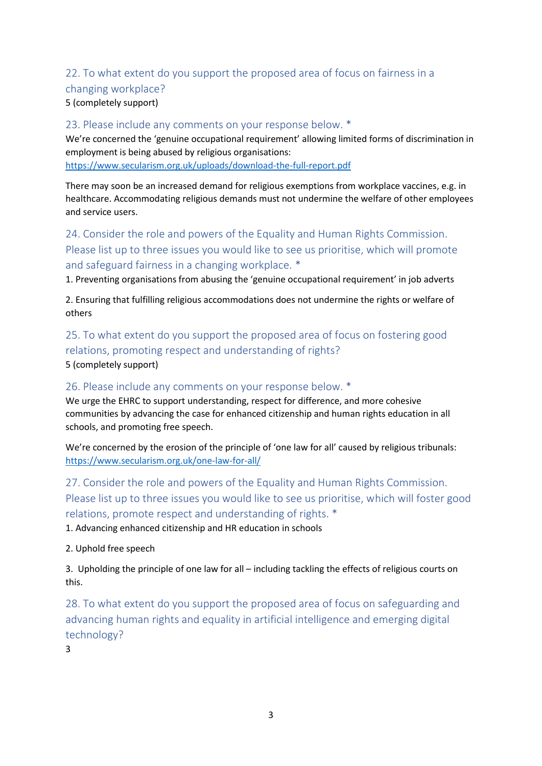### 22. To what extent do you support the proposed area of focus on fairness in a changing workplace?

5 (completely support)

### 23. Please include any comments on your response below. *

We're concerned the 'genuine occupational requirement' allowing limited forms of discrimination in employment is being abused by religious organisations: https://www.secularism.org.uk/uploads/download-the-full-report.pdf

There may soon be an increased demand for religious exemptions from workplace vaccines, e.g. in healthcare. Accommodating religious demands must not undermine the welfare of other employees and service users.

### 24. Consider the role and powers of the Equality and Human Rights Commission. Please list up to three issues you would like to see us prioritise, which will promote and safeguard fairness in a changing workplace. *

1. Preventing organisations from abusing the 'genuine occupational requirement' in job adverts

2. Ensuring that fulfilling religious accommodations does not undermine the rights or welfare of others

### 25. To what extent do you support the proposed area of focus on fostering good relations, promoting respect and understanding of rights?

5 (completely support)

### 26. Please include any comments on your response below. *

We urge the EHRC to support understanding, respect for difference, and more cohesive communities by advancing the case for enhanced citizenship and human rights education in all schools, and promoting free speech.

We're concerned by the erosion of the principle of 'one law for all' caused by religious tribunals: https://www.secularism.org.uk/one-law-for-all/

### 27. Consider the role and powers of the Equality and Human Rights Commission. Please list up to three issues you would like to see us prioritise, which will foster good relations, promote respect and understanding of rights. *

1. Advancing enhanced citizenship and HR education in schools

2. Uphold free speech

3. Upholding the principle of one law for all – including tackling the effects of religious courts on this.

### 28. To what extent do you support the proposed area of focus on safeguarding and advancing human rights and equality in artificial intelligence and emerging digital technology?

3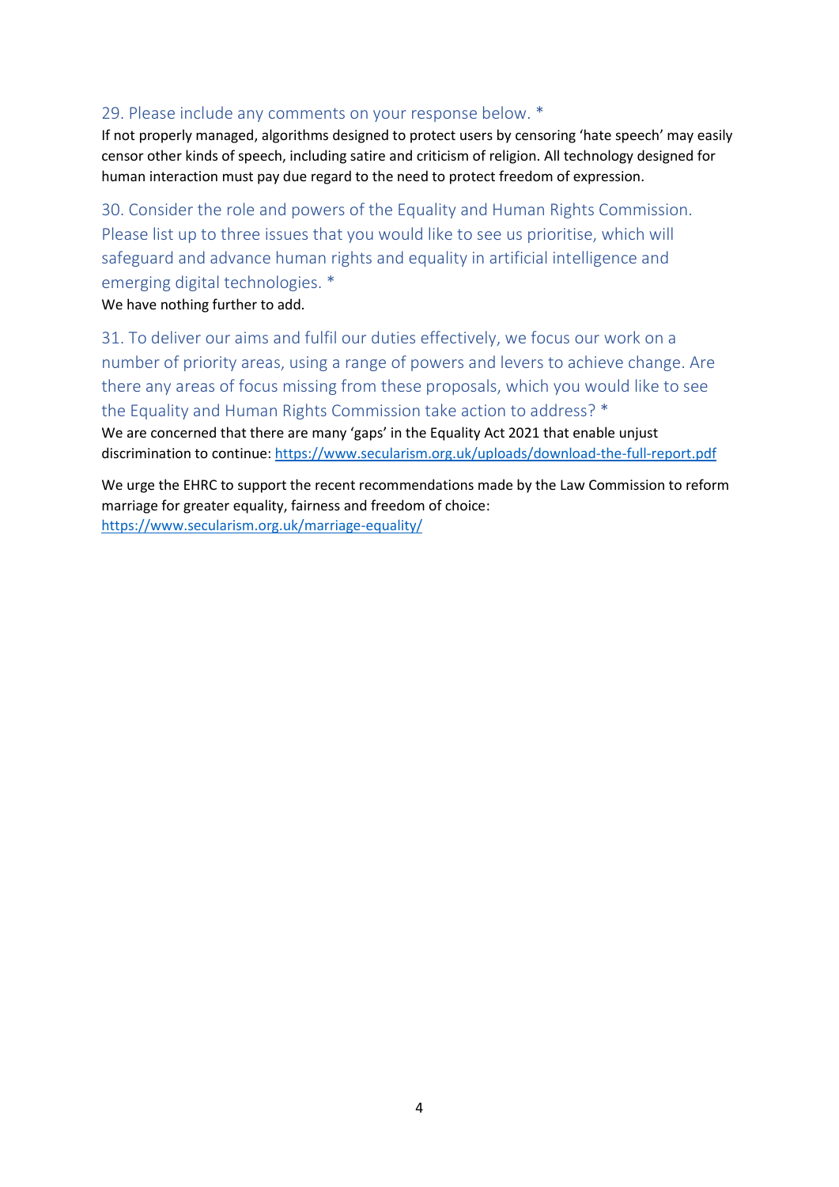## 29. Please include any comments on your response below. *

If not properly managed, algorithms designed to protect users by censoring 'hate speech' may easily censor other kinds of speech, including satire and criticism of religion. All technology designed for human interaction must pay due regard to the need to protect freedom of expression.

## 30. Consider the role and powers of the Equality and Human Rights Commission. Please list up to three issues that you would like to see us prioritise, which will safeguard and advance human rights and equality in artificial intelligence and emerging digital technologies. *

We have nothing further to add.

## 31. To deliver our aims and fulfil our duties effectively, we focus our work on a number of priority areas, using a range of powers and levers to achieve change. Are there any areas of focus missing from these proposals, which you would like to see the Equality and Human Rights Commission take action to address? *

We are concerned that there are many 'gaps' in the Equality Act 2021 that enable unjust discrimination to continue: [https://www.secularism.org.uk/uploads/download-the-full-report.pdf](https://www.secularism.org.uk/uploads/download-the-full-report.pdf)

We urge the EHRC to support the recent recommendations made by the Law Commission to reform marriage for greater equality, fairness and freedom of choice: [https://www.secularism.org.uk/marriage-equality/](https://www.secularism.org.uk/marriage-equality/)